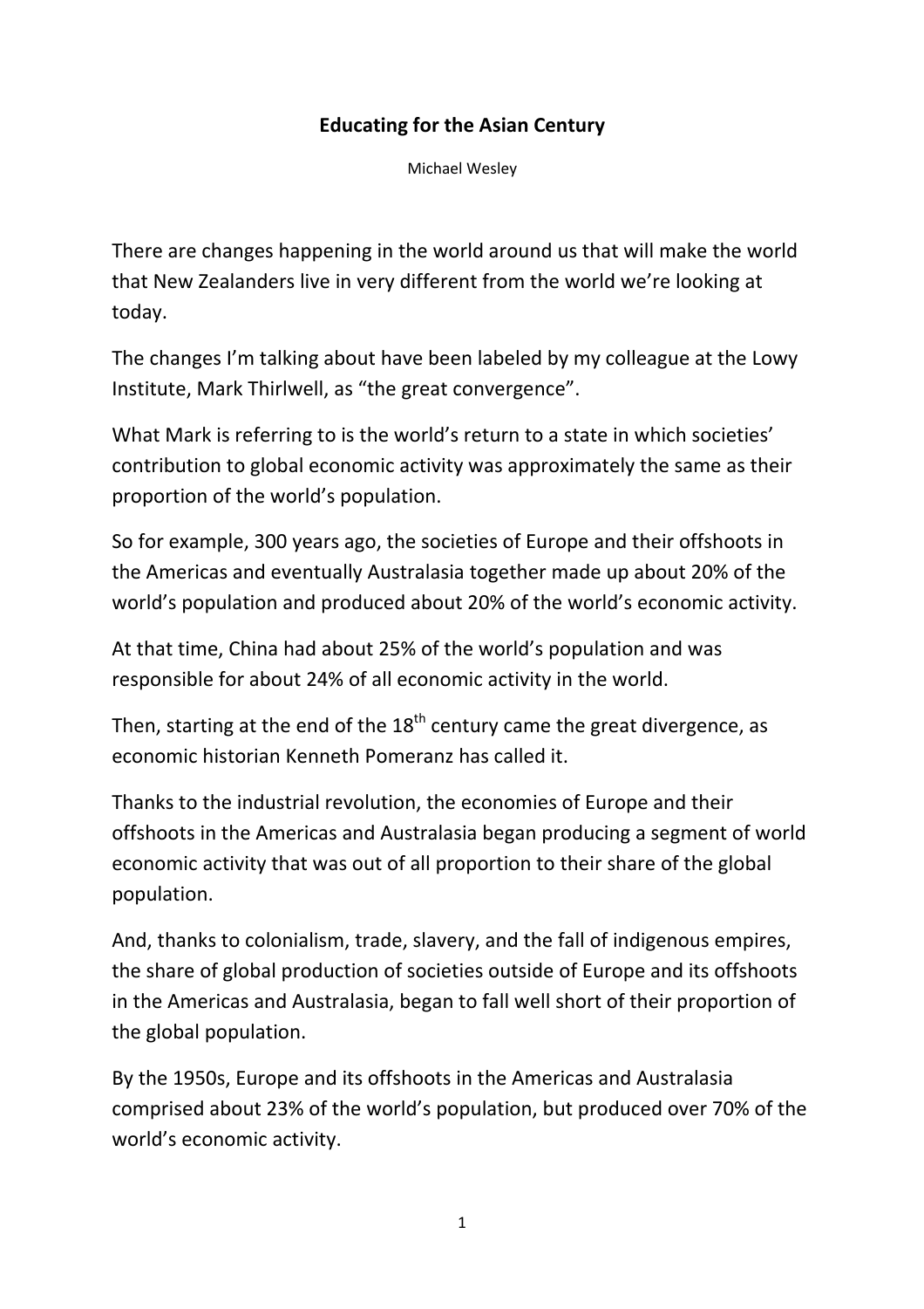# Educating for the Asian Century

Michael Wesley

There are changes happening in the world around us that will make the world that New Zealanders live in very different from the world we're looking at today.

The changes I'm talking about have been labeled by my colleague at the Lowy Institute, Mark Thirlwell, as "the great convergence".

What Mark is referring to is the world's return to a state in which societies' contribution to global economic activity was approximately the same as their proportion of the world's population.

So for example, 300 years ago, the societies of Europe and their offshoots in the Americas and eventually Australasia together made up about 20% of the world's population and produced about 20% of the world's economic activity.

At that time, China had about 25% of the world's population and was responsible for about 24% of all economic activity in the world.

Then, starting at the end of the 18th century came the great divergence, as economic historian Kenneth Pomeranz has called it.

Thanks to the industrial revolution, the economies of Europe and their offshoots in the Americas and Australasia began producing a segment of world economic activity that was out of all proportion to their share of the global population.

And, thanks to colonialism, trade, slavery, and the fall of indigenous empires, the share of global production of societies outside of Europe and its offshoots in the Americas and Australasia, began to fall well short of their proportion of the global population.

By the 1950s, Europe and its offshoots in the Americas and Australasia comprised about 23% of the world's population, but produced over 70% of the world's economic activity.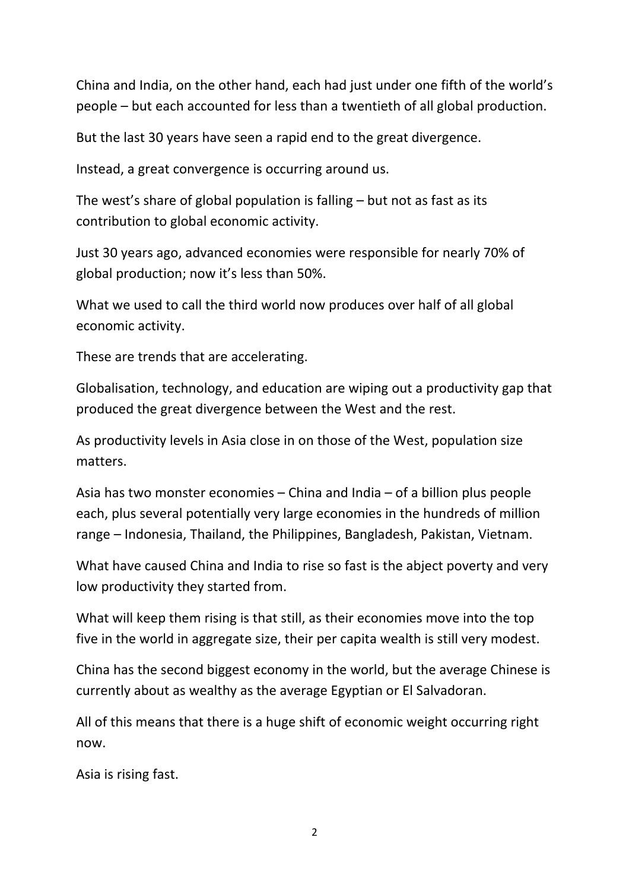China and India, on the other hand, each had just under one fifth of the world's people – but each accounted for less than a twentieth of all global production.

But the last 30 years have seen a rapid end to the great divergence.

Instead, a great convergence is occurring around us.

The west's share of global population is falling – but not as fast as its contribution to global economic activity.

Just 30 years ago, advanced economies were responsible for nearly 70% of global production; now it's less than 50%.

What we used to call the third world now produces over half of all global economic activity.

These are trends that are accelerating.

Globalisation, technology, and education are wiping out a productivity gap that produced the great divergence between the West and the rest.

As productivity levels in Asia close in on those of the West, population size matters.

Asia has two monster economies – China and India – of a billion plus people each, plus several potentially very large economies in the hundreds of million range – Indonesia, Thailand, the Philippines, Bangladesh, Pakistan, Vietnam.

What have caused China and India to rise so fast is the abject poverty and very low productivity they started from.

What will keep them rising is that still, as their economies move into the top five in the world in aggregate size, their per capita wealth is still very modest.

China has the second biggest economy in the world, but the average Chinese is currently about as wealthy as the average Egyptian or El Salvadoran.

All of this means that there is a huge shift of economic weight occurring right now.

Asia is rising fast.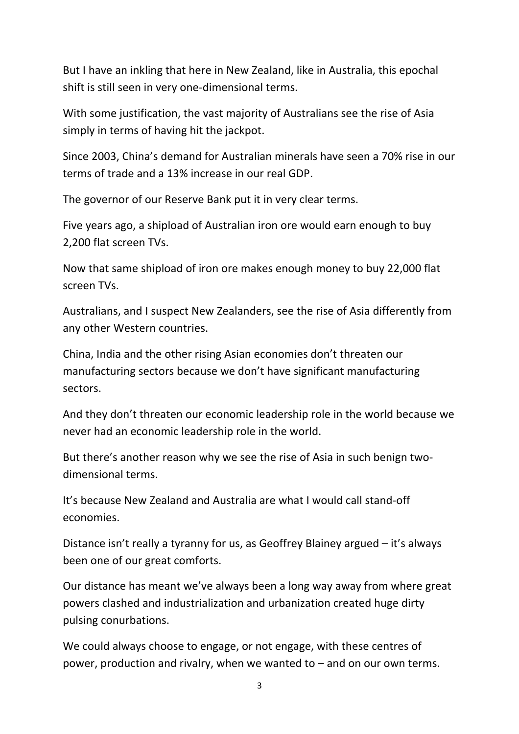But I have an inkling that here in New Zealand, like in Australia, this epochal shift is still seen in very one-dimensional terms.

With some justification, the vast majority of Australians see the rise of Asia simply in terms of having hit the jackpot.

Since 2003, China's demand for Australian minerals have seen a 70% rise in our terms of trade and a 13% increase in our real GDP.

The governor of our Reserve Bank put it in very clear terms.

Five years ago, a shipload of Australian iron ore would earn enough to buy 2,200 flat screen TVs.

Now that same shipload of iron ore makes enough money to buy 22,000 flat screen TVs.

Australians, and I suspect New Zealanders, see the rise of Asia differently from any other Western countries.

China, India and the other rising Asian economies don't threaten our manufacturing sectors because we don't have significant manufacturing sectors.

And they don't threaten our economic leadership role in the world because we never had an economic leadership role in the world.

But there's another reason why we see the rise of Asia in such benign two-dimensional terms.

It's because New Zealand and Australia are what I would call stand-off economies.

Distance isn't really a tyranny for us, as Geoffrey Blainey argued – it's always been one of our great comforts.

Our distance has meant we've always been a long way away from where great powers clashed and industrialization and urbanization created huge dirty pulsing conurbations.

We could always choose to engage, or not engage, with these centres of power, production and rivalry, when we wanted to – and on our own terms.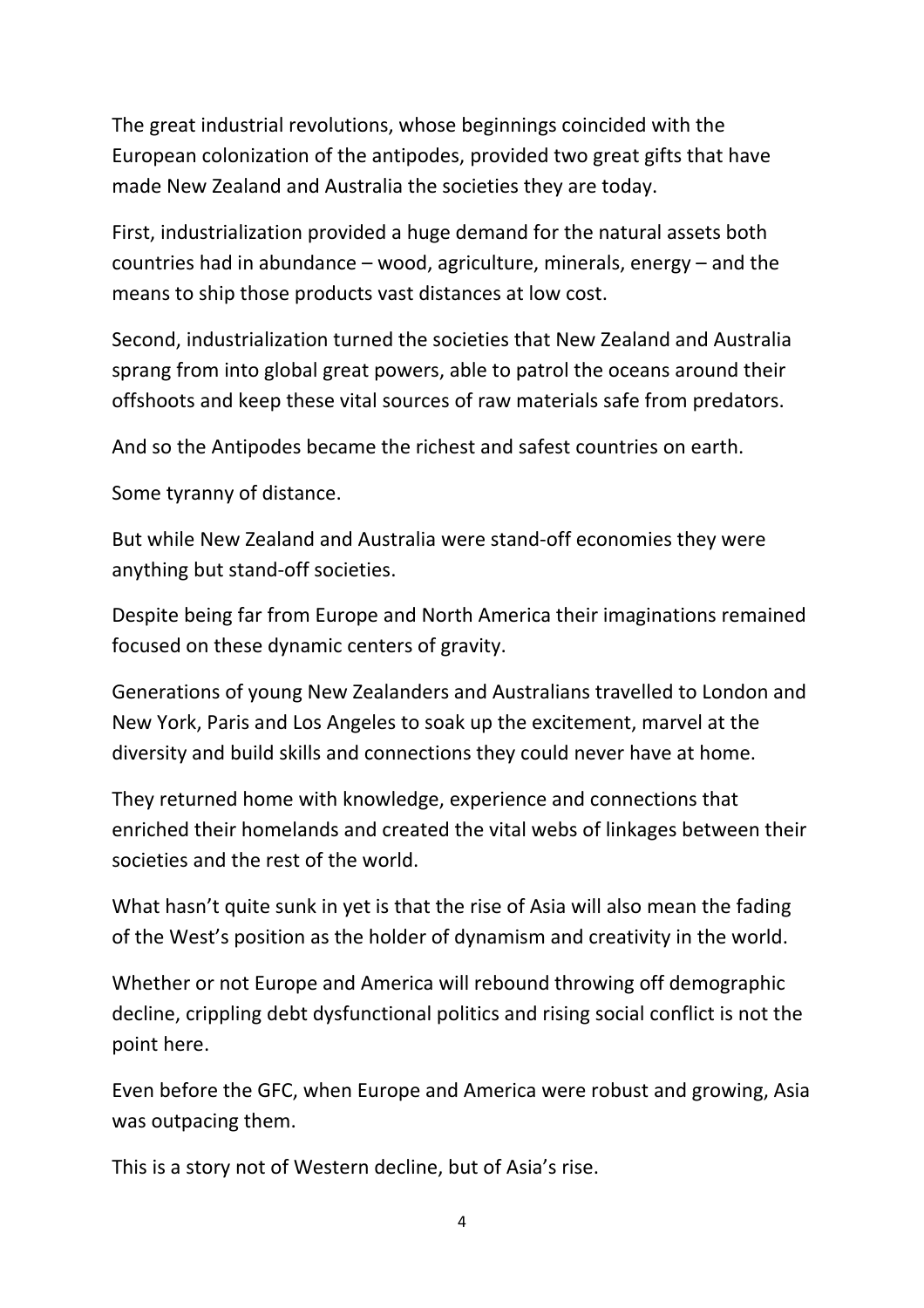The great industrial revolutions, whose beginnings coincided with the European colonization of the antipodes, provided two great gifts that have made New Zealand and Australia the societies they are today.

First, industrialization provided a huge demand for the natural assets both countries had in abundance – wood, agriculture, minerals, energy – and the means to ship those products vast distances at low cost.

Second, industrialization turned the societies that New Zealand and Australia sprang from into global great powers, able to patrol the oceans around their offshoots and keep these vital sources of raw materials safe from predators.

And so the Antipodes became the richest and safest countries on earth.

Some tyranny of distance.

But while New Zealand and Australia were stand-off economies they were anything but stand-off societies.

Despite being far from Europe and North America their imaginations remained focused on these dynamic centers of gravity.

Generations of young New Zealanders and Australians travelled to London and New York, Paris and Los Angeles to soak up the excitement, marvel at the diversity and build skills and connections they could never have at home.

They returned home with knowledge, experience and connections that enriched their homelands and created the vital webs of linkages between their societies and the rest of the world.

What hasn't quite sunk in yet is that the rise of Asia will also mean the fading of the West's position as the holder of dynamism and creativity in the world.

Whether or not Europe and America will rebound throwing off demographic decline, crippling debt dysfunctional politics and rising social conflict is not the point here.

Even before the GFC, when Europe and America were robust and growing, Asia was outpacing them.

This is a story not of Western decline, but of Asia's rise.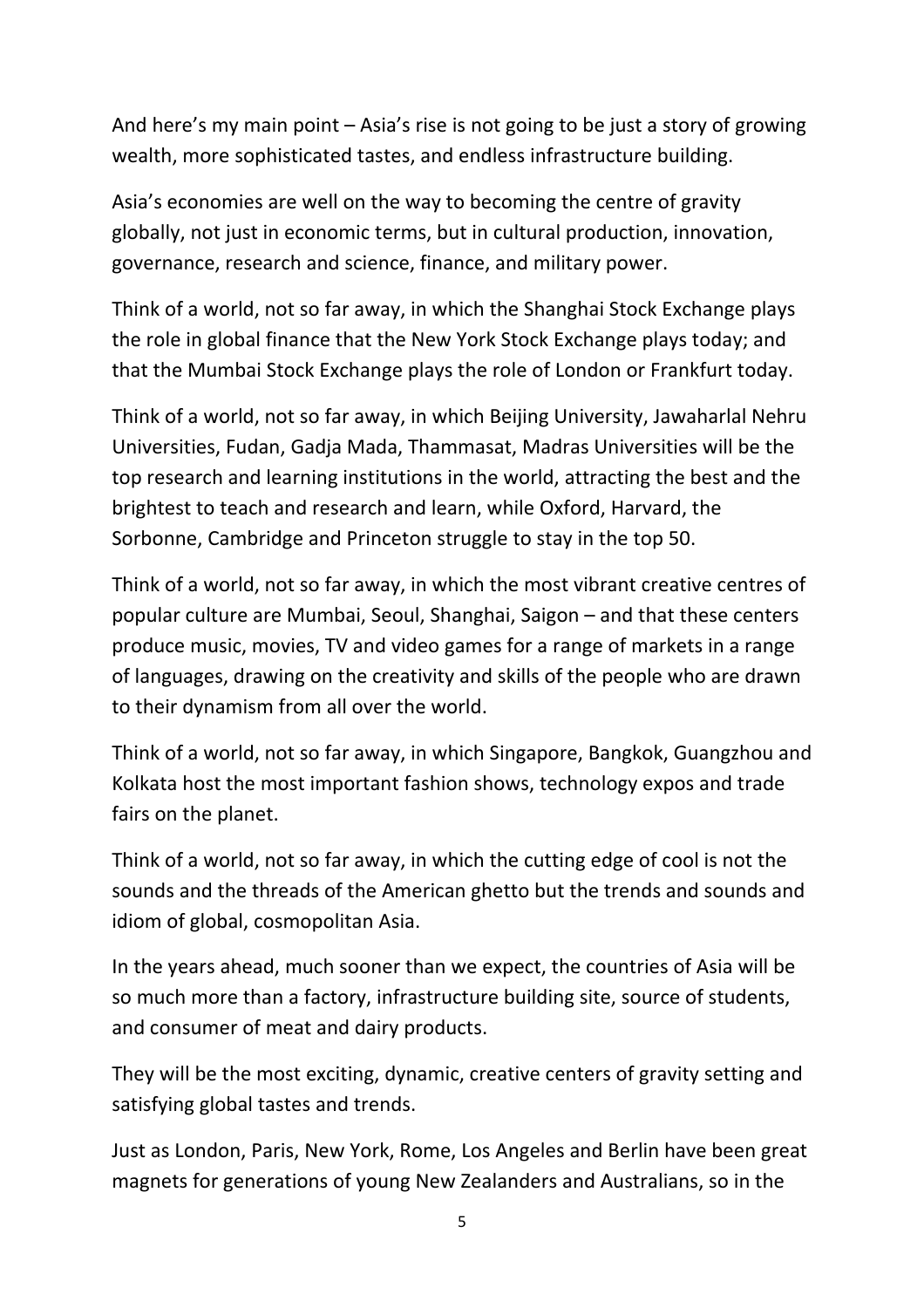And here's my main point – Asia's rise is not going to be just a story of growing wealth, more sophisticated tastes, and endless infrastructure building.

Asia's economies are well on the way to becoming the centre of gravity globally, not just in economic terms, but in cultural production, innovation, governance, research and science, finance, and military power.

Think of a world, not so far away, in which the Shanghai Stock Exchange plays the role in global finance that the New York Stock Exchange plays today; and that the Mumbai Stock Exchange plays the role of London or Frankfurt today.

Think of a world, not so far away, in which Beijing University, Jawaharlal Nehru Universities, Fudan, Gadja Mada, Thammasat, Madras Universities will be the top research and learning institutions in the world, attracting the best and the brightest to teach and research and learn, while Oxford, Harvard, the Sorbonne, Cambridge and Princeton struggle to stay in the top 50.

Think of a world, not so far away, in which the most vibrant creative centres of popular culture are Mumbai, Seoul, Shanghai, Saigon – and that these centers produce music, movies, TV and video games for a range of markets in a range of languages, drawing on the creativity and skills of the people who are drawn to their dynamism from all over the world.

Think of a world, not so far away, in which Singapore, Bangkok, Guangzhou and Kolkata host the most important fashion shows, technology expos and trade fairs on the planet.

Think of a world, not so far away, in which the cutting edge of cool is not the sounds and the threads of the American ghetto but the trends and sounds and idiom of global, cosmopolitan Asia.

In the years ahead, much sooner than we expect, the countries of Asia will be so much more than a factory, infrastructure building site, source of students, and consumer of meat and dairy products.

They will be the most exciting, dynamic, creative centers of gravity setting and satisfying global tastes and trends.

Just as London, Paris, New York, Rome, Los Angeles and Berlin have been great magnets for generations of young New Zealanders and Australians, so in the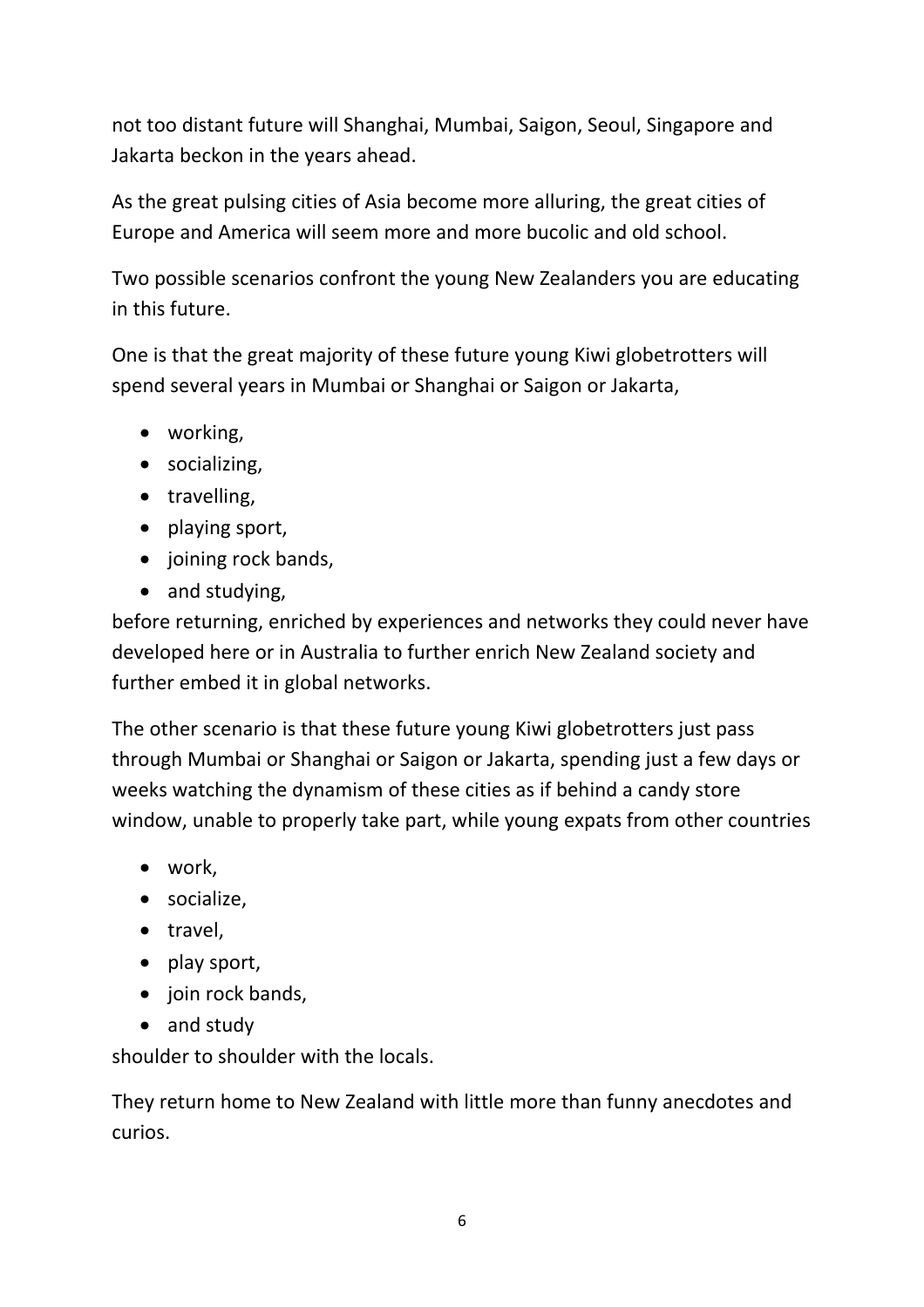not too distant future will Shanghai, Mumbai, Saigon, Seoul, Singapore and Jakarta beckon in the years ahead.

As the great pulsing cities of Asia become more alluring, the great cities of Europe and America will seem more and more bucolic and old school.

Two possible scenarios confront the young New Zealanders you are educating in this future.

One is that the great majority of these future young Kiwi globetrotters will spend several years in Mumbai or Shanghai or Saigon or Jakarta,

- working,
- socializing,
- travelling,
- playing sport,
- joining rock bands,
- and studying,

before returning, enriched by experiences and networks they could never have developed here or in Australia to further enrich New Zealand society and further embed it in global networks.

The other scenario is that these future young Kiwi globetrotters just pass through Mumbai or Shanghai or Saigon or Jakarta, spending just a few days or weeks watching the dynamism of these cities as if behind a candy store window, unable to properly take part, while young expats from other countries

- work,
- socialize,
- travel,
- play sport,
- join rock bands,
- and study

shoulder to shoulder with the locals.

They return home to New Zealand with little more than funny anecdotes and curios.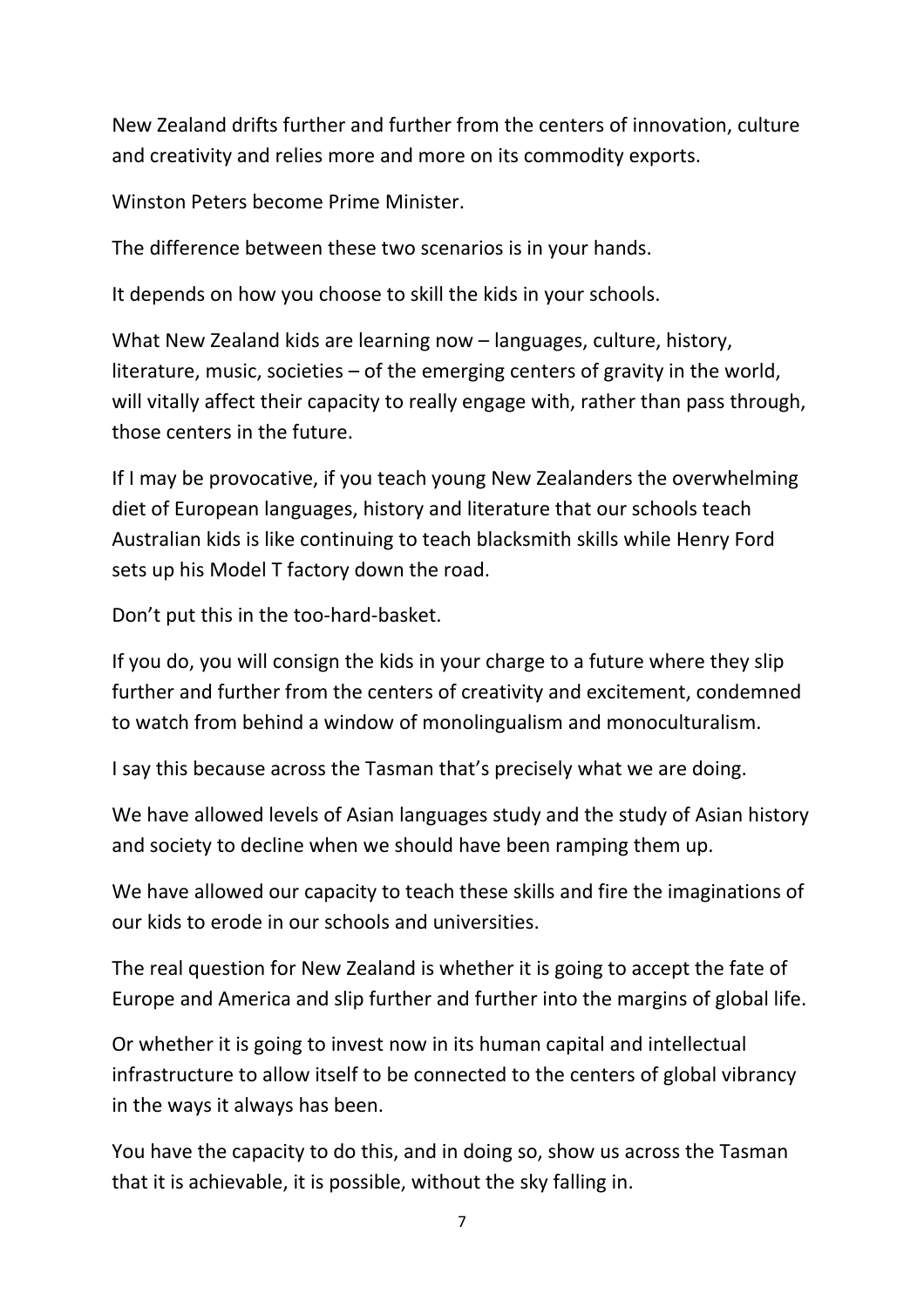New Zealand drifts further and further from the centers of innovation, culture and creativity and relies more and more on its commodity exports.

Winston Peters become Prime Minister.

The difference between these two scenarios is in your hands.

It depends on how you choose to skill the kids in your schools.

What New Zealand kids are learning now – languages, culture, history, literature, music, societies – of the emerging centers of gravity in the world, will vitally affect their capacity to really engage with, rather than pass through, those centers in the future.

If I may be provocative, if you teach young New Zealanders the overwhelming diet of European languages, history and literature that our schools teach Australian kids is like continuing to teach blacksmith skills while Henry Ford sets up his Model T factory down the road.

Don't put this in the too-hard-basket.

If you do, you will consign the kids in your charge to a future where they slip further and further from the centers of creativity and excitement, condemned to watch from behind a window of monolingualism and monoculturalism.

I say this because across the Tasman that's precisely what we are doing.

We have allowed levels of Asian languages study and the study of Asian history and society to decline when we should have been ramping them up.

We have allowed our capacity to teach these skills and fire the imaginations of our kids to erode in our schools and universities.

The real question for New Zealand is whether it is going to accept the fate of Europe and America and slip further and further into the margins of global life.

Or whether it is going to invest now in its human capital and intellectual infrastructure to allow itself to be connected to the centers of global vibrancy in the ways it always has been.

You have the capacity to do this, and in doing so, show us across the Tasman that it is achievable, it is possible, without the sky falling in.